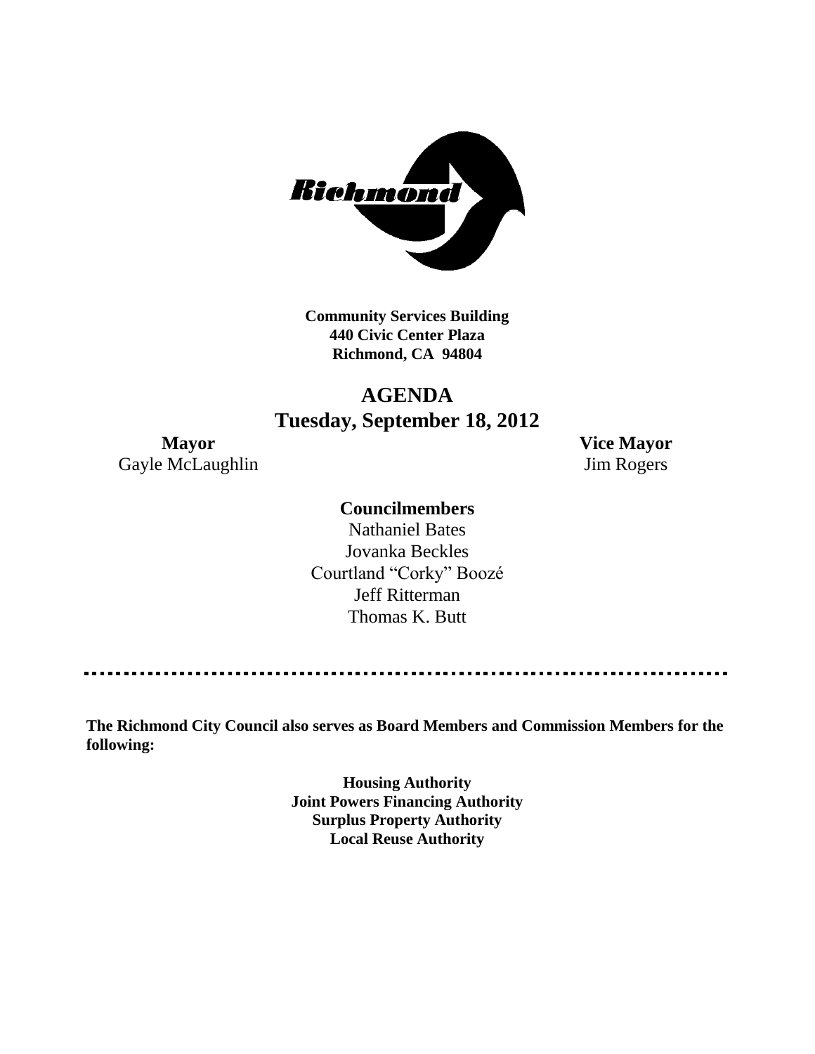**Community Services Building**
**440 Civic Center Plaza**
**Richmond, CA 94804**

# AGENDA
## Tuesday, September 18, 2012

**Mayor**
Gayle McLaughlin

**Vice Mayor**
Jim Rogers

**Councilmembers**

Nathaniel Bates
Jovanka Beckles
Courtland "Corky" Boozé
Jeff Ritterman
Thomas K. Butt

---

**The Richmond City Council also serves as Board Members and Commission Members for the following:**

**Housing Authority**
**Joint Powers Financing Authority**
**Surplus Property Authority**
**Local Reuse Authority**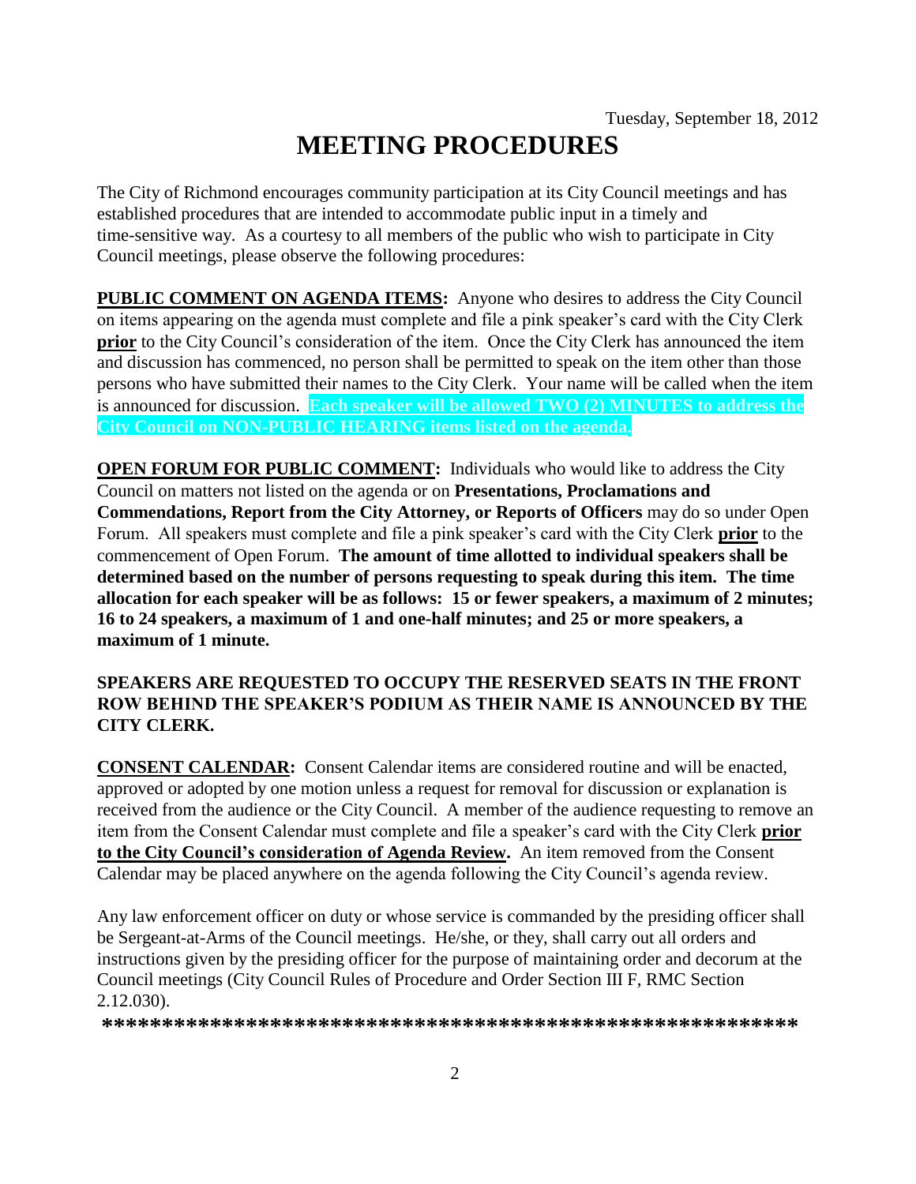Tuesday, September 18, 2012

# MEETING PROCEDURES

The City of Richmond encourages community participation at its City Council meetings and has established procedures that are intended to accommodate public input in a timely and time-sensitive way. As a courtesy to all members of the public who wish to participate in City Council meetings, please observe the following procedures:

**PUBLIC COMMENT ON AGENDA ITEMS:** Anyone who desires to address the City Council on items appearing on the agenda must complete and file a pink speaker's card with the City Clerk **prior** to the City Council's consideration of the item. Once the City Clerk has announced the item and discussion has commenced, no person shall be permitted to speak on the item other than those persons who have submitted their names to the City Clerk. Your name will be called when the item is announced for discussion. **Each speaker will be allowed TWO (2) MINUTES to address the City Council on NON-PUBLIC HEARING items listed on the agenda.**

**OPEN FORUM FOR PUBLIC COMMENT:** Individuals who would like to address the City Council on matters not listed on the agenda or on **Presentations, Proclamations and Commendations, Report from the City Attorney, or Reports of Officers** may do so under Open Forum. All speakers must complete and file a pink speaker's card with the City Clerk **prior** to the commencement of Open Forum. **The amount of time allotted to individual speakers shall be determined based on the number of persons requesting to speak during this item. The time allocation for each speaker will be as follows: 15 or fewer speakers, a maximum of 2 minutes; 16 to 24 speakers, a maximum of 1 and one-half minutes; and 25 or more speakers, a maximum of 1 minute.**

**SPEAKERS ARE REQUESTED TO OCCUPY THE RESERVED SEATS IN THE FRONT ROW BEHIND THE SPEAKER'S PODIUM AS THEIR NAME IS ANNOUNCED BY THE CITY CLERK.**

**CONSENT CALENDAR:** Consent Calendar items are considered routine and will be enacted, approved or adopted by one motion unless a request for removal for discussion or explanation is received from the audience or the City Council. A member of the audience requesting to remove an item from the Consent Calendar must complete and file a speaker's card with the City Clerk **prior to the City Council's consideration of Agenda Review.** An item removed from the Consent Calendar may be placed anywhere on the agenda following the City Council's agenda review.

Any law enforcement officer on duty or whose service is commanded by the presiding officer shall be Sergeant-at-Arms of the Council meetings. He/she, or they, shall carry out all orders and instructions given by the presiding officer for the purpose of maintaining order and decorum at the Council meetings (City Council Rules of Procedure and Order Section III F, RMC Section 2.12.030).

**\*\*\*\*\*\*\*\*\*\*\*\*\*\*\*\*\*\*\*\*\*\*\*\*\*\*\*\*\*\*\*\*\*\*\*\*\*\*\*\*\*\*\*\*\*\*\*\*\*\*\*\*\*\*\*\*\*\*\***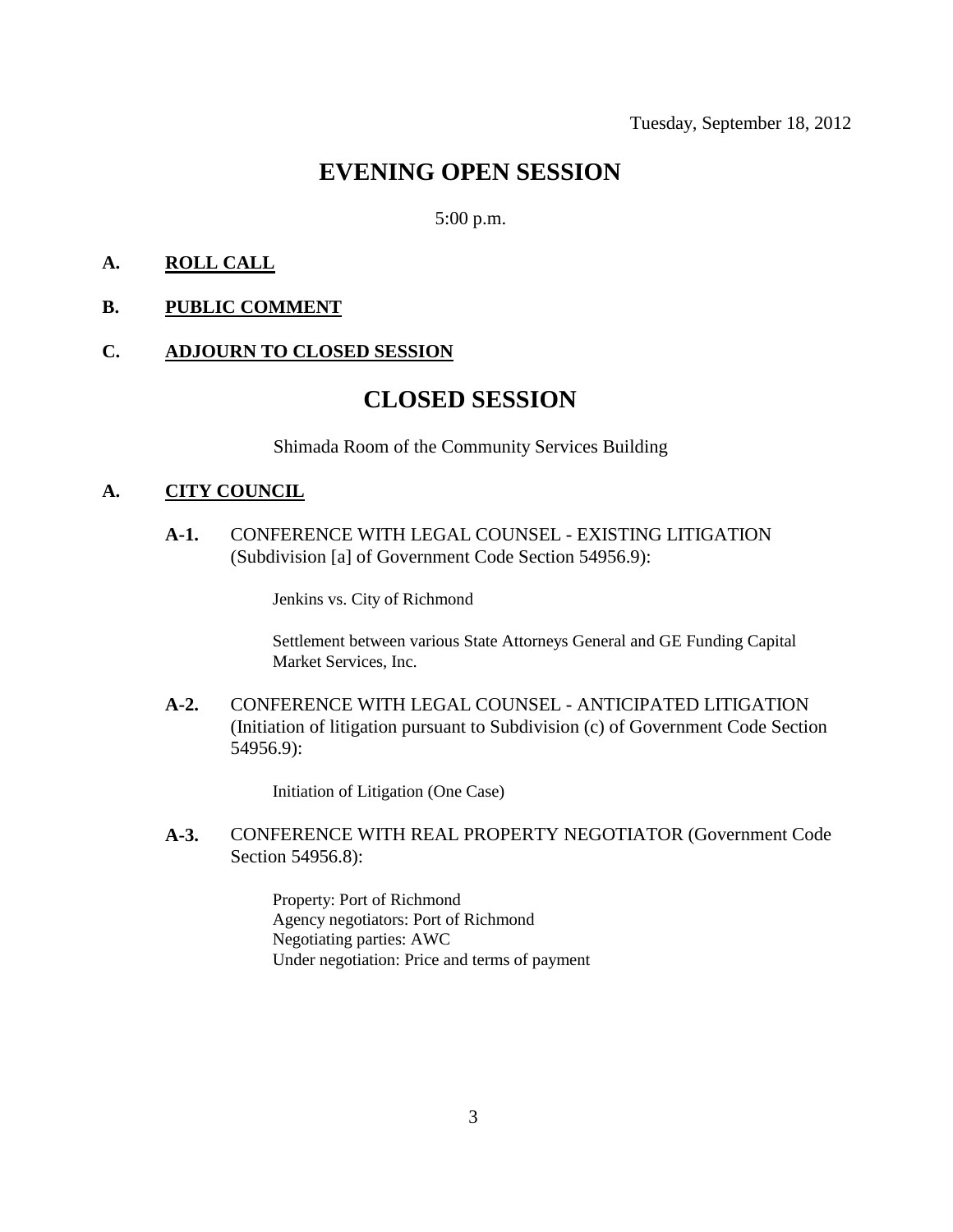Tuesday, September 18, 2012

# EVENING OPEN SESSION

5:00 p.m.

**A. ROLL CALL**

**B. PUBLIC COMMENT**

**C. ADJOURN TO CLOSED SESSION**

# CLOSED SESSION

Shimada Room of the Community Services Building

**A. CITY COUNCIL**

**A-1.** CONFERENCE WITH LEGAL COUNSEL - EXISTING LITIGATION (Subdivision [a] of Government Code Section 54956.9):

Jenkins vs. City of Richmond

Settlement between various State Attorneys General and GE Funding Capital Market Services, Inc.

**A-2.** CONFERENCE WITH LEGAL COUNSEL - ANTICIPATED LITIGATION (Initiation of litigation pursuant to Subdivision (c) of Government Code Section 54956.9):

Initiation of Litigation (One Case)

**A-3.** CONFERENCE WITH REAL PROPERTY NEGOTIATOR (Government Code Section 54956.8):

Property: Port of Richmond
Agency negotiators: Port of Richmond
Negotiating parties: AWC
Under negotiation: Price and terms of payment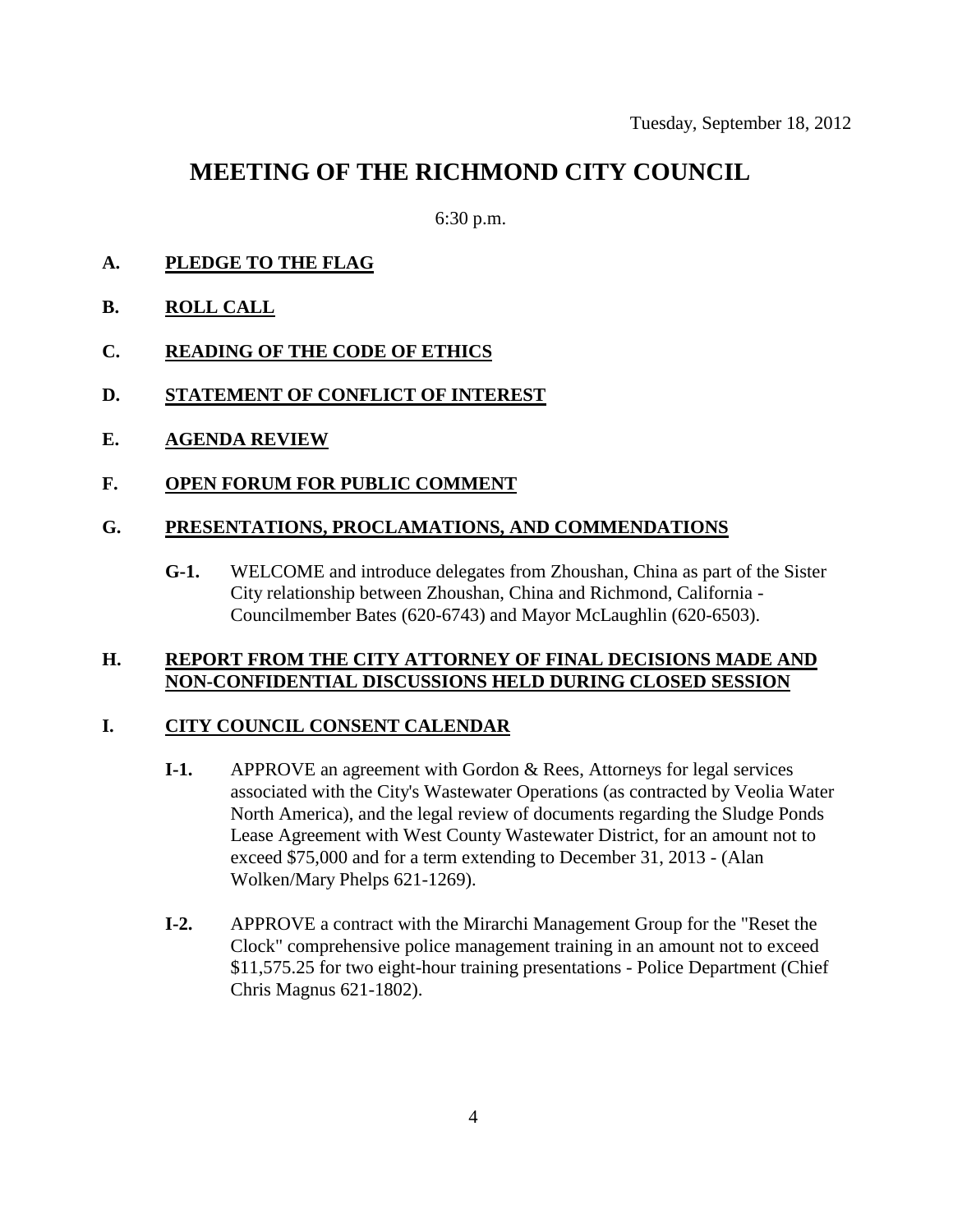Tuesday, September 18, 2012

# MEETING OF THE RICHMOND CITY COUNCIL

6:30 p.m.

**A. PLEDGE TO THE FLAG**

**B. ROLL CALL**

**C. READING OF THE CODE OF ETHICS**

**D. STATEMENT OF CONFLICT OF INTEREST**

**E. AGENDA REVIEW**

**F. OPEN FORUM FOR PUBLIC COMMENT**

**G. PRESENTATIONS, PROCLAMATIONS, AND COMMENDATIONS**

**G-1.** WELCOME and introduce delegates from Zhoushan, China as part of the Sister City relationship between Zhoushan, China and Richmond, California - Councilmember Bates (620-6743) and Mayor McLaughlin (620-6503).

**H. REPORT FROM THE CITY ATTORNEY OF FINAL DECISIONS MADE AND NON-CONFIDENTIAL DISCUSSIONS HELD DURING CLOSED SESSION**

**I. CITY COUNCIL CONSENT CALENDAR**

**I-1.** APPROVE an agreement with Gordon & Rees, Attorneys for legal services associated with the City's Wastewater Operations (as contracted by Veolia Water North America), and the legal review of documents regarding the Sludge Ponds Lease Agreement with West County Wastewater District, for an amount not to exceed $75,000 and for a term extending to December 31, 2013 - (Alan Wolken/Mary Phelps 621-1269).

**I-2.** APPROVE a contract with the Mirarchi Management Group for the "Reset the Clock" comprehensive police management training in an amount not to exceed $11,575.25 for two eight-hour training presentations - Police Department (Chief Chris Magnus 621-1802).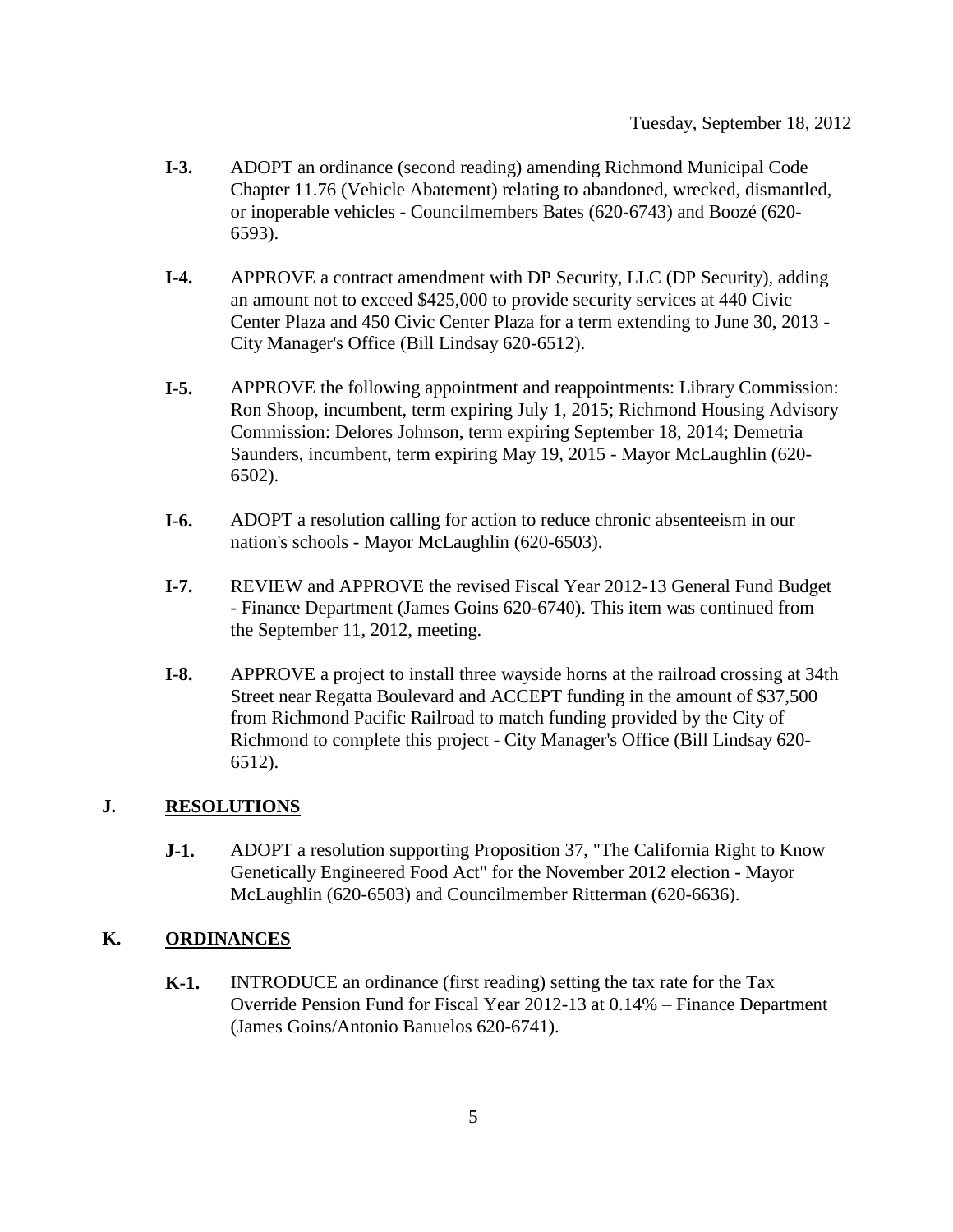Tuesday, September 18, 2012

**I-3.** ADOPT an ordinance (second reading) amending Richmond Municipal Code Chapter 11.76 (Vehicle Abatement) relating to abandoned, wrecked, dismantled, or inoperable vehicles - Councilmembers Bates (620-6743) and Boozé (620-6593).

**I-4.** APPROVE a contract amendment with DP Security, LLC (DP Security), adding an amount not to exceed $425,000 to provide security services at 440 Civic Center Plaza and 450 Civic Center Plaza for a term extending to June 30, 2013 - City Manager's Office (Bill Lindsay 620-6512).

**I-5.** APPROVE the following appointment and reappointments: Library Commission: Ron Shoop, incumbent, term expiring July 1, 2015; Richmond Housing Advisory Commission: Delores Johnson, term expiring September 18, 2014; Demetria Saunders, incumbent, term expiring May 19, 2015 - Mayor McLaughlin (620-6502).

**I-6.** ADOPT a resolution calling for action to reduce chronic absenteeism in our nation's schools - Mayor McLaughlin (620-6503).

**I-7.** REVIEW and APPROVE the revised Fiscal Year 2012-13 General Fund Budget - Finance Department (James Goins 620-6740). This item was continued from the September 11, 2012, meeting.

**I-8.** APPROVE a project to install three wayside horns at the railroad crossing at 34th Street near Regatta Boulevard and ACCEPT funding in the amount of $37,500 from Richmond Pacific Railroad to match funding provided by the City of Richmond to complete this project - City Manager's Office (Bill Lindsay 620-6512).

## J. RESOLUTIONS

**J-1.** ADOPT a resolution supporting Proposition 37, "The California Right to Know Genetically Engineered Food Act" for the November 2012 election - Mayor McLaughlin (620-6503) and Councilmember Ritterman (620-6636).

## K. ORDINANCES

**K-1.** INTRODUCE an ordinance (first reading) setting the tax rate for the Tax Override Pension Fund for Fiscal Year 2012-13 at 0.14% – Finance Department (James Goins/Antonio Banuelos 620-6741).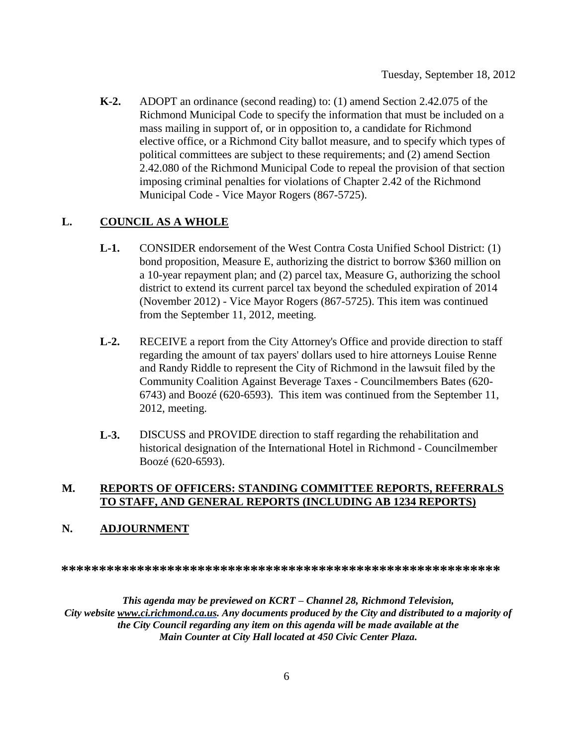**K-2.** ADOPT an ordinance (second reading) to: (1) amend Section 2.42.075 of the Richmond Municipal Code to specify the information that must be included on a mass mailing in support of, or in opposition to, a candidate for Richmond elective office, or a Richmond City ballot measure, and to specify which types of political committees are subject to these requirements; and (2) amend Section 2.42.080 of the Richmond Municipal Code to repeal the provision of that section imposing criminal penalties for violations of Chapter 2.42 of the Richmond Municipal Code - Vice Mayor Rogers (867-5725).

## L. COUNCIL AS A WHOLE

**L-1.** CONSIDER endorsement of the West Contra Costa Unified School District: (1) bond proposition, Measure E, authorizing the district to borrow $360 million on a 10-year repayment plan; and (2) parcel tax, Measure G, authorizing the school district to extend its current parcel tax beyond the scheduled expiration of 2014 (November 2012) - Vice Mayor Rogers (867-5725). This item was continued from the September 11, 2012, meeting.

**L-2.** RECEIVE a report from the City Attorney's Office and provide direction to staff regarding the amount of tax payers' dollars used to hire attorneys Louise Renne and Randy Riddle to represent the City of Richmond in the lawsuit filed by the Community Coalition Against Beverage Taxes - Councilmembers Bates (620-6743) and Boozé (620-6593). This item was continued from the September 11, 2012, meeting.

**L-3.** DISCUSS and PROVIDE direction to staff regarding the rehabilitation and historical designation of the International Hotel in Richmond - Councilmember Boozé (620-6593).

## M. REPORTS OF OFFICERS: STANDING COMMITTEE REPORTS, REFERRALS TO STAFF, AND GENERAL REPORTS (INCLUDING AB 1234 REPORTS)

## N. ADJOURNMENT

**********************************************************

***This agenda may be previewed on KCRT – Channel 28, Richmond Television, City website www.ci.richmond.ca.us. Any documents produced by the City and distributed to a majority of the City Council regarding any item on this agenda will be made available at the Main Counter at City Hall located at 450 Civic Center Plaza.***